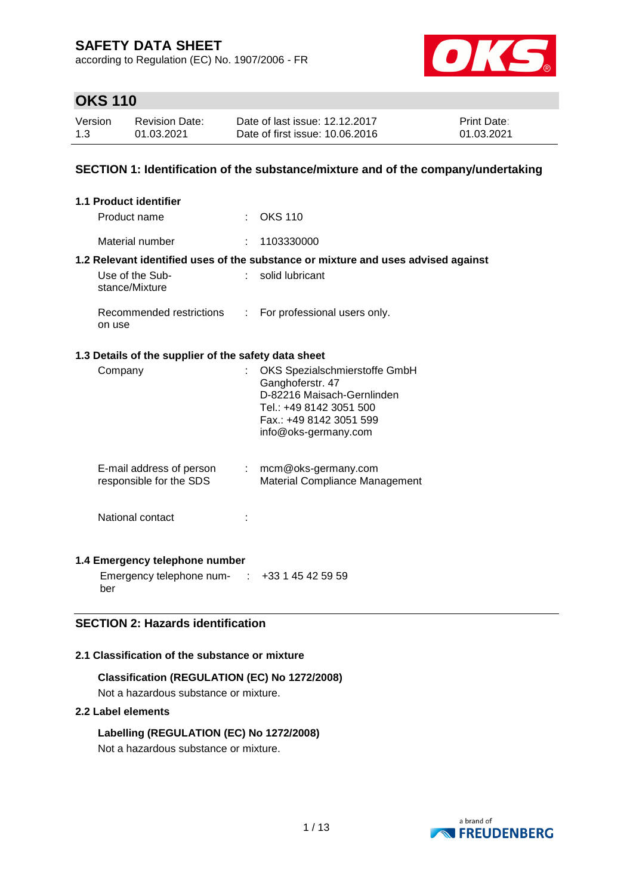# SAFETY DATA SHEET

according to Regulation (EC) No. 1907/2006 - FR

## OKS 110

| Version | Revision Date: | Date of last issue: 12.12.2017 | Print Date: |
|---|---|---|---|
| 1.3 | 01.03.2021 | Date of first issue: 10.06.2016 | 01.03.2021 |

## SECTION 1: Identification of the substance/mixture and of the company/undertaking

### 1.1 Product identifier

Product name : OKS 110

Material number : 1103330000

### 1.2 Relevant identified uses of the substance or mixture and uses advised against

Use of the Substance/Mixture : solid lubricant

Recommended restrictions on use : For professional users only.

### 1.3 Details of the supplier of the safety data sheet

Company : OKS Spezialschmierstoffe GmbH
Ganghoferstr. 47
D-82216 Maisach-Gernlinden
Tel.: +49 8142 3051 500
Fax.: +49 8142 3051 599
info@oks-germany.com

E-mail address of person responsible for the SDS : mcm@oks-germany.com
Material Compliance Management

National contact :

### 1.4 Emergency telephone number

Emergency telephone number : +33 1 45 42 59 59

## SECTION 2: Hazards identification

### 2.1 Classification of the substance or mixture

**Classification (REGULATION (EC) No 1272/2008)**

Not a hazardous substance or mixture.

### 2.2 Label elements

**Labelling (REGULATION (EC) No 1272/2008)**

Not a hazardous substance or mixture.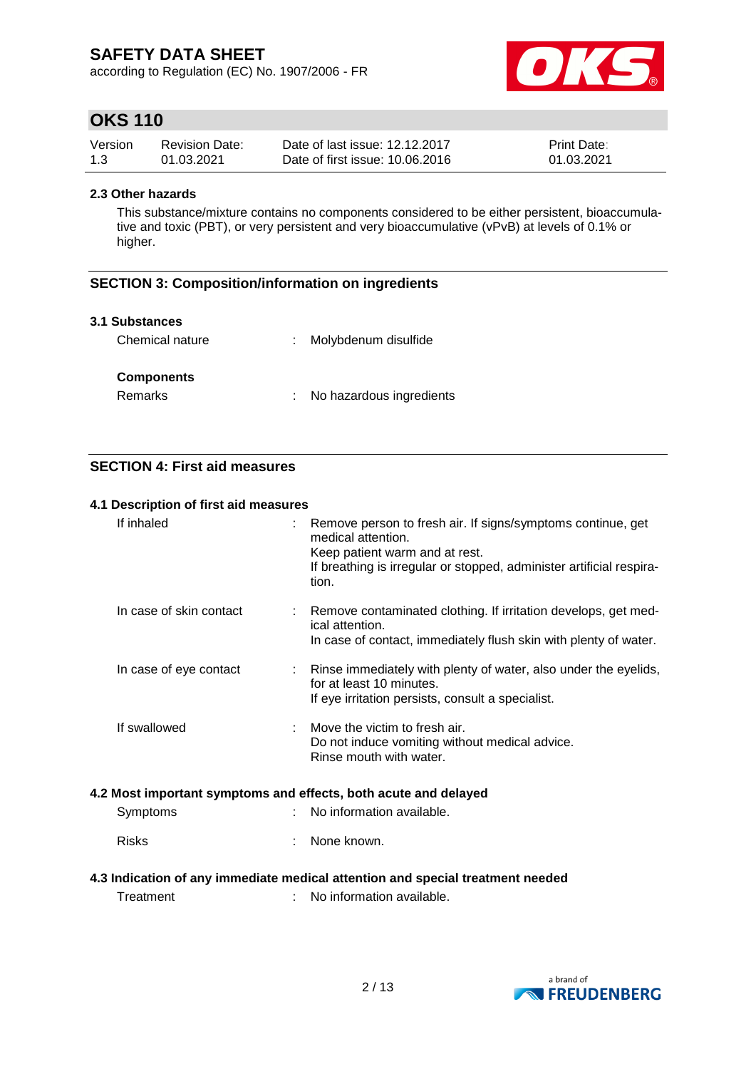### 2.3 Other hazards

This substance/mixture contains no components considered to be either persistent, bioaccumulative and toxic (PBT), or very persistent and very bioaccumulative (vPvB) at levels of 0.1% or higher.

## SECTION 3: Composition/information on ingredients

### 3.1 Substances

| | | |
|---|---|---|
| Chemical nature | : | Molybdenum disulfide |

**Components**

| | | |
|---|---|---|
| Remarks | : | No hazardous ingredients |

## SECTION 4: First aid measures

### 4.1 Description of first aid measures

| | | |
|---|---|---|
| If inhaled | : | Remove person to fresh air. If signs/symptoms continue, get medical attention.<br>Keep patient warm and at rest.<br>If breathing is irregular or stopped, administer artificial respiration. |
| In case of skin contact | : | Remove contaminated clothing. If irritation develops, get medical attention.<br>In case of contact, immediately flush skin with plenty of water. |
| In case of eye contact | : | Rinse immediately with plenty of water, also under the eyelids, for at least 10 minutes.<br>If eye irritation persists, consult a specialist. |
| If swallowed | : | Move the victim to fresh air.<br>Do not induce vomiting without medical advice.<br>Rinse mouth with water. |

### 4.2 Most important symptoms and effects, both acute and delayed

| | | |
|---|---|---|
| Symptoms | : | No information available. |
| Risks | : | None known. |

### 4.3 Indication of any immediate medical attention and special treatment needed

| | | |
|---|---|---|
| Treatment | : | No information available. |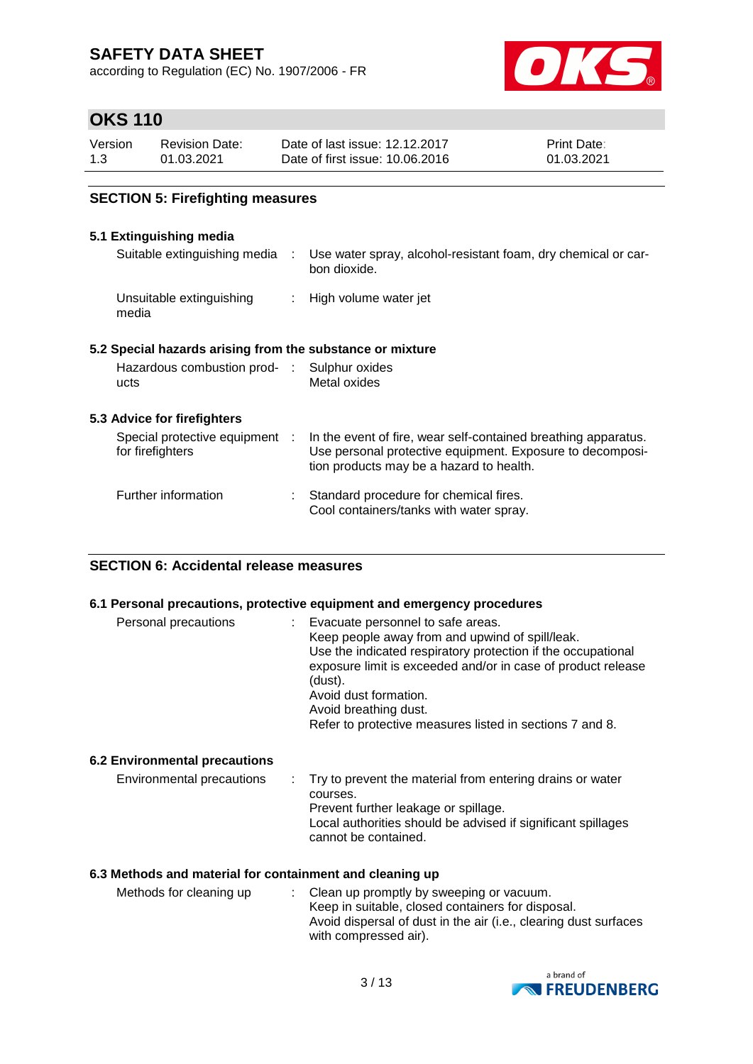## SECTION 5: Firefighting measures

### 5.1 Extinguishing media

| | | |
|---|---|---|
| Suitable extinguishing media | : | Use water spray, alcohol-resistant foam, dry chemical or carbon dioxide. |
| Unsuitable extinguishing media | : | High volume water jet |

### 5.2 Special hazards arising from the substance or mixture

| | | |
|---|---|---|
| Hazardous combustion products | : | Sulphur oxides<br>Metal oxides |

### 5.3 Advice for firefighters

| | | |
|---|---|---|
| Special protective equipment for firefighters | : | In the event of fire, wear self-contained breathing apparatus.<br>Use personal protective equipment. Exposure to decomposition products may be a hazard to health. |
| Further information | : | Standard procedure for chemical fires.<br>Cool containers/tanks with water spray. |

## SECTION 6: Accidental release measures

### 6.1 Personal precautions, protective equipment and emergency procedures

| | | |
|---|---|---|
| Personal precautions | : | Evacuate personnel to safe areas.<br>Keep people away from and upwind of spill/leak.<br>Use the indicated respiratory protection if the occupational exposure limit is exceeded and/or in case of product release (dust).<br>Avoid dust formation.<br>Avoid breathing dust.<br>Refer to protective measures listed in sections 7 and 8. |

### 6.2 Environmental precautions

| | | |
|---|---|---|
| Environmental precautions | : | Try to prevent the material from entering drains or water courses.<br>Prevent further leakage or spillage.<br>Local authorities should be advised if significant spillages cannot be contained. |

### 6.3 Methods and material for containment and cleaning up

| | | |
|---|---|---|
| Methods for cleaning up | : | Clean up promptly by sweeping or vacuum.<br>Keep in suitable, closed containers for disposal.<br>Avoid dispersal of dust in the air (i.e., clearing dust surfaces with compressed air). |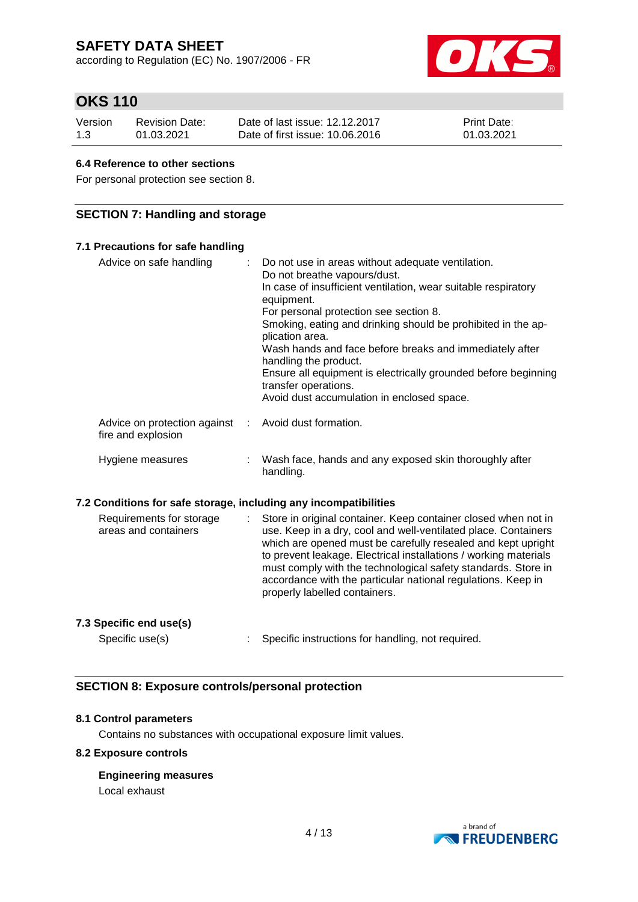### 6.4 Reference to other sections

For personal protection see section 8.

## SECTION 7: Handling and storage

### 7.1 Precautions for safe handling

| | | |
|---|---|---|
| Advice on safe handling | : | Do not use in areas without adequate ventilation.<br>Do not breathe vapours/dust.<br>In case of insufficient ventilation, wear suitable respiratory equipment.<br>For personal protection see section 8.<br>Smoking, eating and drinking should be prohibited in the application area.<br>Wash hands and face before breaks and immediately after handling the product.<br>Ensure all equipment is electrically grounded before beginning transfer operations.<br>Avoid dust accumulation in enclosed space. |
| Advice on protection against fire and explosion | : | Avoid dust formation. |
| Hygiene measures | : | Wash face, hands and any exposed skin thoroughly after handling. |

### 7.2 Conditions for safe storage, including any incompatibilities

| | | |
|---|---|---|
| Requirements for storage areas and containers | : | Store in original container. Keep container closed when not in use. Keep in a dry, cool and well-ventilated place. Containers which are opened must be carefully resealed and kept upright to prevent leakage. Electrical installations / working materials must comply with the technological safety standards. Store in accordance with the particular national regulations. Keep in properly labelled containers. |

### 7.3 Specific end use(s)

| | | |
|---|---|---|
| Specific use(s) | : | Specific instructions for handling, not required. |

## SECTION 8: Exposure controls/personal protection

### 8.1 Control parameters

Contains no substances with occupational exposure limit values.

### 8.2 Exposure controls

**Engineering measures**

Local exhaust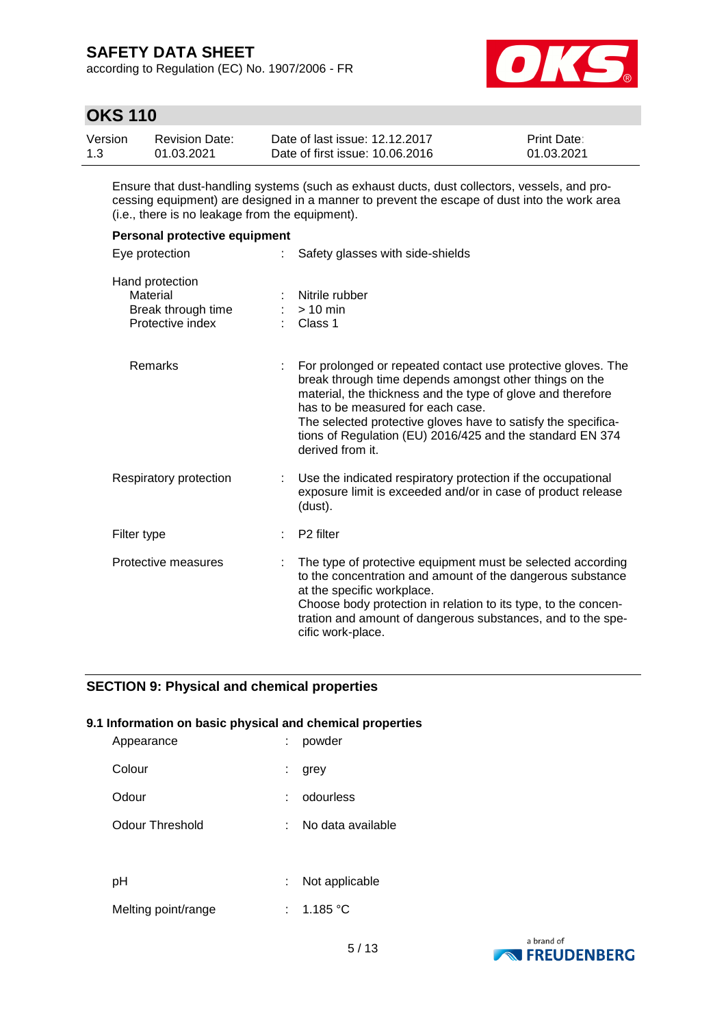Ensure that dust-handling systems (such as exhaust ducts, dust collectors, vessels, and processing equipment) are designed in a manner to prevent the escape of dust into the work area (i.e., there is no leakage from the equipment).

**Personal protective equipment**

| | | |
|---|---|---|
| Eye protection | : | Safety glasses with side-shields |
| Hand protection | | |
| Material | : | Nitrile rubber |
| Break through time | : | > 10 min |
| Protective index | : | Class 1 |
| Remarks | : | For prolonged or repeated contact use protective gloves. The break through time depends amongst other things on the material, the thickness and the type of glove and therefore has to be measured for each case.<br>The selected protective gloves have to satisfy the specifications of Regulation (EU) 2016/425 and the standard EN 374 derived from it. |
| Respiratory protection | : | Use the indicated respiratory protection if the occupational exposure limit is exceeded and/or in case of product release (dust). |
| Filter type | : | P2 filter |
| Protective measures | : | The type of protective equipment must be selected according to the concentration and amount of the dangerous substance at the specific workplace.<br>Choose body protection in relation to its type, to the concentration and amount of dangerous substances, and to the specific work-place. |

## SECTION 9: Physical and chemical properties

### 9.1 Information on basic physical and chemical properties

| | | |
|---|---|---|
| Appearance | : | powder |
| Colour | : | grey |
| Odour | : | odourless |
| Odour Threshold | : | No data available |
| pH | : | Not applicable |
| Melting point/range | : | 1.185 °C |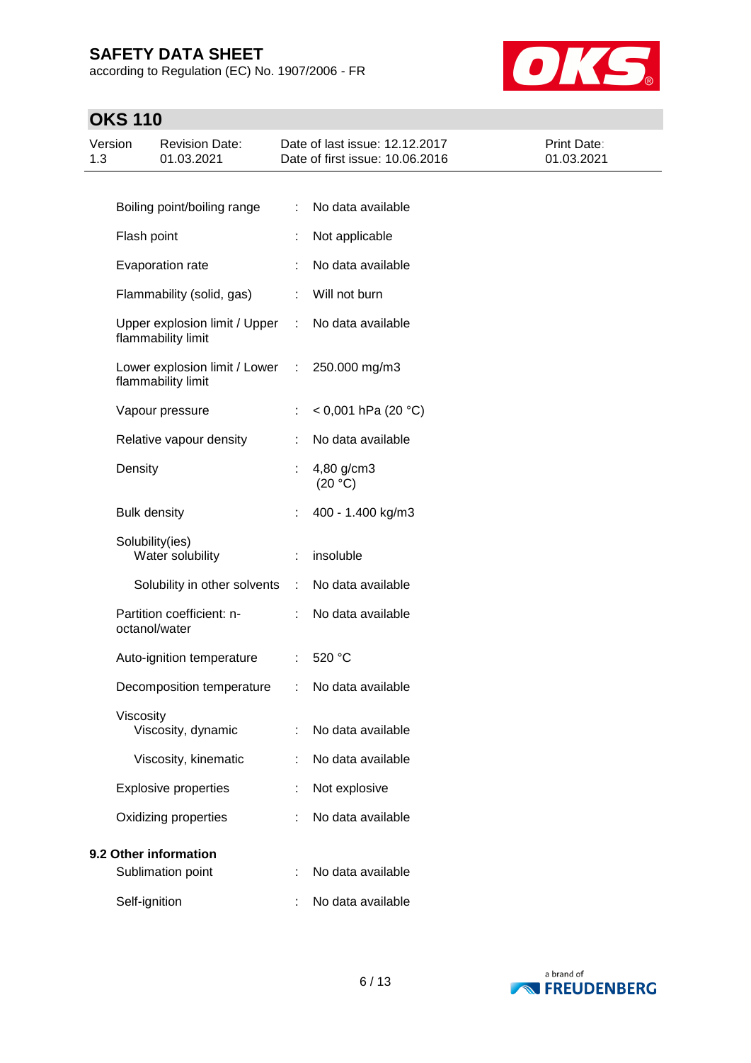| | | |
|---|---|---|
| Boiling point/boiling range | : | No data available |
| Flash point | : | Not applicable |
| Evaporation rate | : | No data available |
| Flammability (solid, gas) | : | Will not burn |
| Upper explosion limit / Upper flammability limit | : | No data available |
| Lower explosion limit / Lower flammability limit | : | 250.000 mg/m3 |
| Vapour pressure | : | < 0,001 hPa (20 °C) |
| Relative vapour density | : | No data available |
| Density | : | 4,80 g/cm3 (20 °C) |
| Bulk density | : | 400 - 1.400 kg/m3 |
| Solubility(ies) Water solubility | : | insoluble |
| Solubility in other solvents | : | No data available |
| Partition coefficient: n-octanol/water | : | No data available |
| Auto-ignition temperature | : | 520 °C |
| Decomposition temperature | : | No data available |
| Viscosity Viscosity, dynamic | : | No data available |
| Viscosity, kinematic | : | No data available |
| Explosive properties | : | Not explosive |
| Oxidizing properties | : | No data available |

**9.2 Other information**

| | | |
|---|---|---|
| Sublimation point | : | No data available |
| Self-ignition | : | No data available |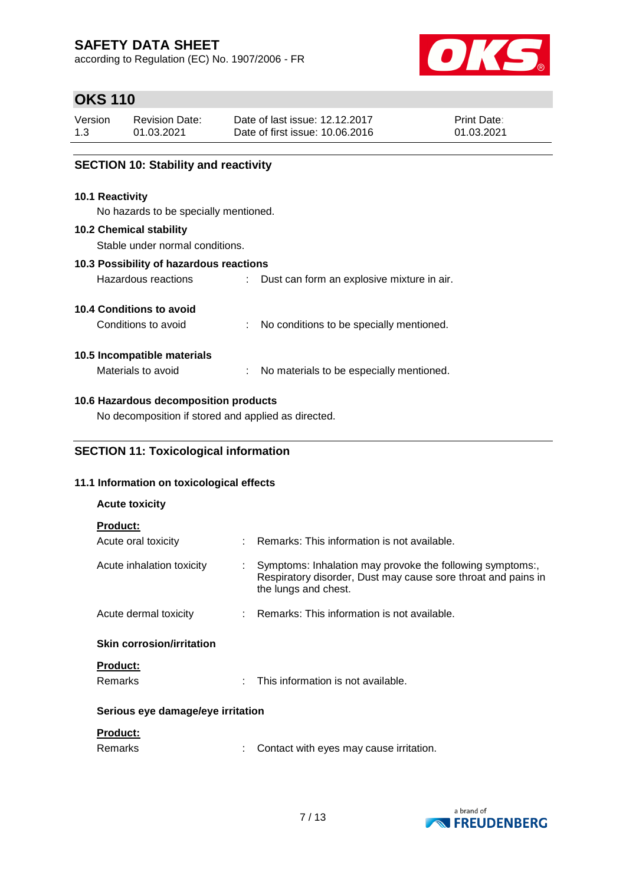## SECTION 10: Stability and reactivity

### 10.1 Reactivity

No hazards to be specially mentioned.

### 10.2 Chemical stability

Stable under normal conditions.

### 10.3 Possibility of hazardous reactions

Hazardous reactions : Dust can form an explosive mixture in air.

### 10.4 Conditions to avoid

Conditions to avoid : No conditions to be specially mentioned.

### 10.5 Incompatible materials

Materials to avoid : No materials to be especially mentioned.

### 10.6 Hazardous decomposition products

No decomposition if stored and applied as directed.

## SECTION 11: Toxicological information

### 11.1 Information on toxicological effects

**Acute toxicity**

**Product:**

Acute oral toxicity : Remarks: This information is not available.

Acute inhalation toxicity : Symptoms: Inhalation may provoke the following symptoms:, Respiratory disorder, Dust may cause sore throat and pains in the lungs and chest.

Acute dermal toxicity : Remarks: This information is not available.

**Skin corrosion/irritation**

**Product:**

Remarks : This information is not available.

**Serious eye damage/eye irritation**

**Product:**

Remarks : Contact with eyes may cause irritation.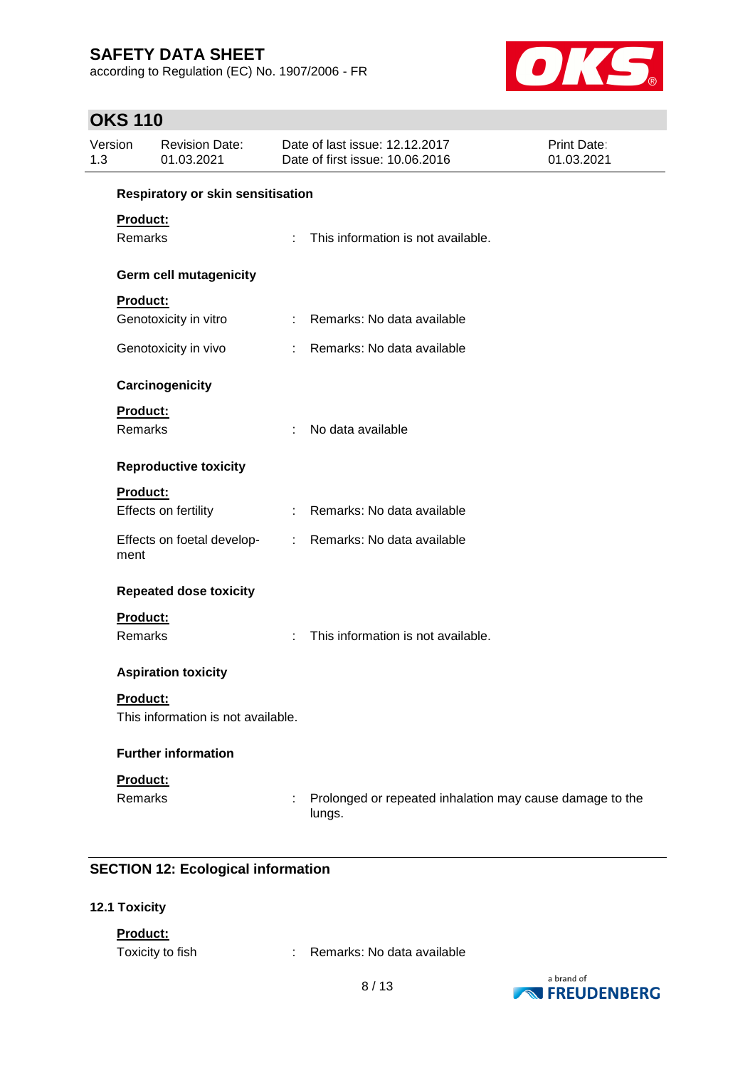**Respiratory or skin sensitisation**

**Product:**

Remarks : This information is not available.

**Germ cell mutagenicity**

**Product:**

Genotoxicity in vitro : Remarks: No data available

Genotoxicity in vivo : Remarks: No data available

**Carcinogenicity**

**Product:**

Remarks : No data available

**Reproductive toxicity**

**Product:**

Effects on fertility : Remarks: No data available

Effects on foetal development : Remarks: No data available

**Repeated dose toxicity**

**Product:**

Remarks : This information is not available.

**Aspiration toxicity**

**Product:**

This information is not available.

**Further information**

**Product:**

Remarks : Prolonged or repeated inhalation may cause damage to the lungs.

## SECTION 12: Ecological information

### 12.1 Toxicity

**Product:**

Toxicity to fish : Remarks: No data available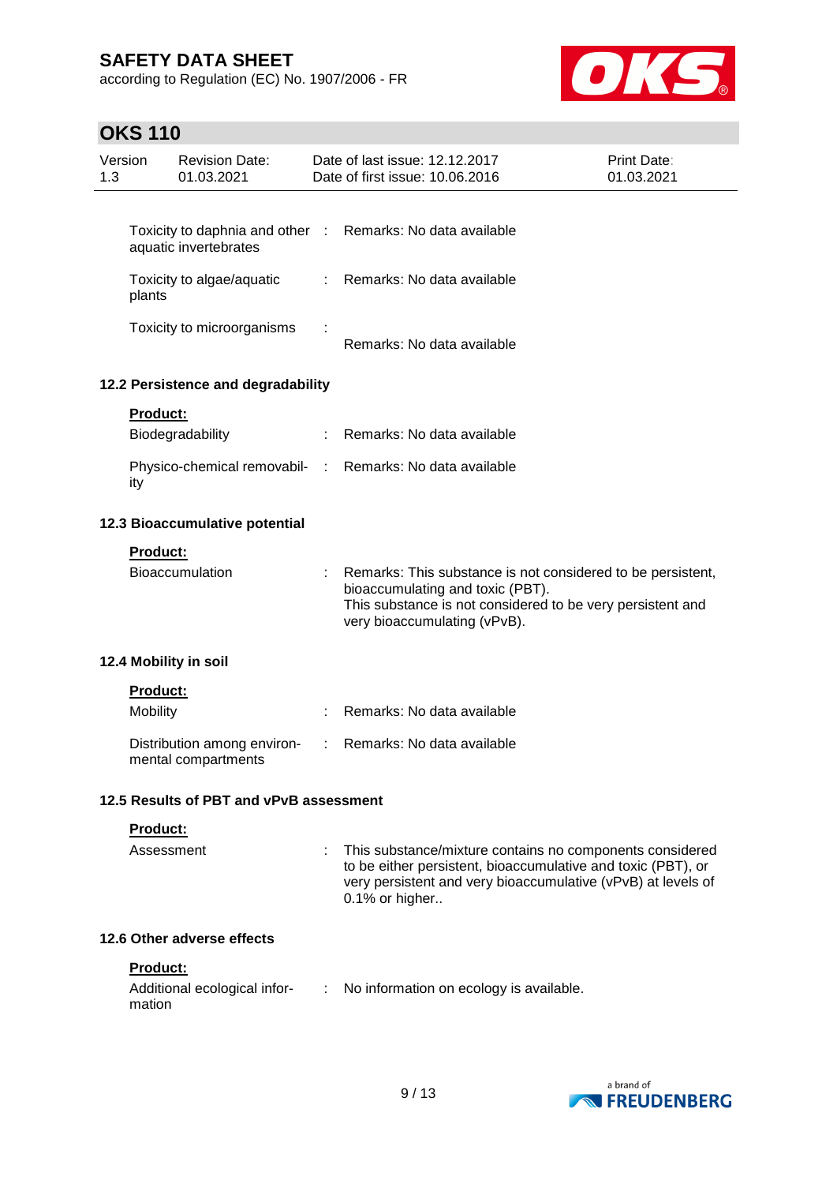| | | |
|---|---|---|
| Toxicity to daphnia and other aquatic invertebrates | : | Remarks: No data available |
| Toxicity to algae/aquatic plants | : | Remarks: No data available |
| Toxicity to microorganisms | : | Remarks: No data available |

### 12.2 Persistence and degradability

**Product:**

| | | |
|---|---|---|
| Biodegradability | : | Remarks: No data available |
| Physico-chemical removability | : | Remarks: No data available |

### 12.3 Bioaccumulative potential

**Product:**

| | | |
|---|---|---|
| Bioaccumulation | : | Remarks: This substance is not considered to be persistent, bioaccumulating and toxic (PBT).<br>This substance is not considered to be very persistent and very bioaccumulating (vPvB). |

### 12.4 Mobility in soil

**Product:**

| | | |
|---|---|---|
| Mobility | : | Remarks: No data available |
| Distribution among environmental compartments | : | Remarks: No data available |

### 12.5 Results of PBT and vPvB assessment

**Product:**

| | | |
|---|---|---|
| Assessment | : | This substance/mixture contains no components considered to be either persistent, bioaccumulative and toxic (PBT), or very persistent and very bioaccumulative (vPvB) at levels of 0.1% or higher.. |

### 12.6 Other adverse effects

**Product:**

| | | |
|---|---|---|
| Additional ecological information | : | No information on ecology is available. |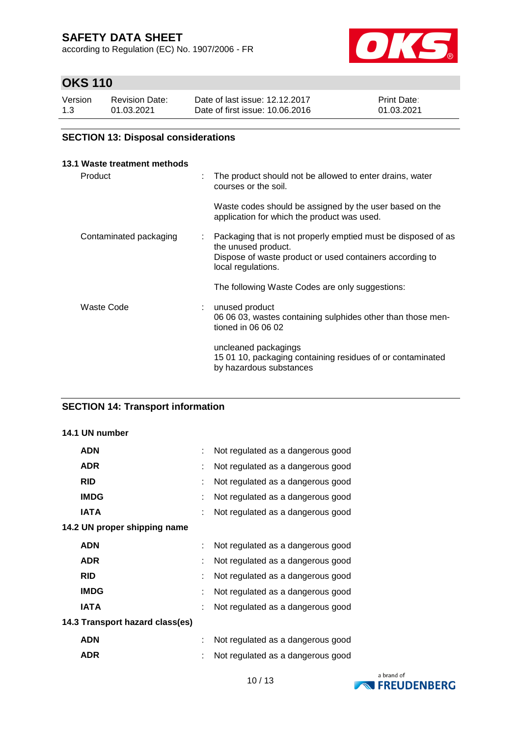## SECTION 13: Disposal considerations

### 13.1 Waste treatment methods

| | | |
|---|---|---|
| Product | : | The product should not be allowed to enter drains, water courses or the soil. |
| | | Waste codes should be assigned by the user based on the application for which the product was used. |
| Contaminated packaging | : | Packaging that is not properly emptied must be disposed of as the unused product. Dispose of waste product or used containers according to local regulations. |
| | | The following Waste Codes are only suggestions: |
| Waste Code | : | unused product 06 06 03, wastes containing sulphides other than those mentioned in 06 06 02 |
| | | uncleaned packagings 15 01 10, packaging containing residues of or contaminated by hazardous substances |

## SECTION 14: Transport information

### 14.1 UN number

| | | |
|---|---|---|
| **ADN** | : | Not regulated as a dangerous good |
| **ADR** | : | Not regulated as a dangerous good |
| **RID** | : | Not regulated as a dangerous good |
| **IMDG** | : | Not regulated as a dangerous good |
| **IATA** | : | Not regulated as a dangerous good |

### 14.2 UN proper shipping name

| | | |
|---|---|---|
| **ADN** | : | Not regulated as a dangerous good |
| **ADR** | : | Not regulated as a dangerous good |
| **RID** | : | Not regulated as a dangerous good |
| **IMDG** | : | Not regulated as a dangerous good |
| **IATA** | : | Not regulated as a dangerous good |

### 14.3 Transport hazard class(es)

| | | |
|---|---|---|
| **ADN** | : | Not regulated as a dangerous good |
| **ADR** | : | Not regulated as a dangerous good |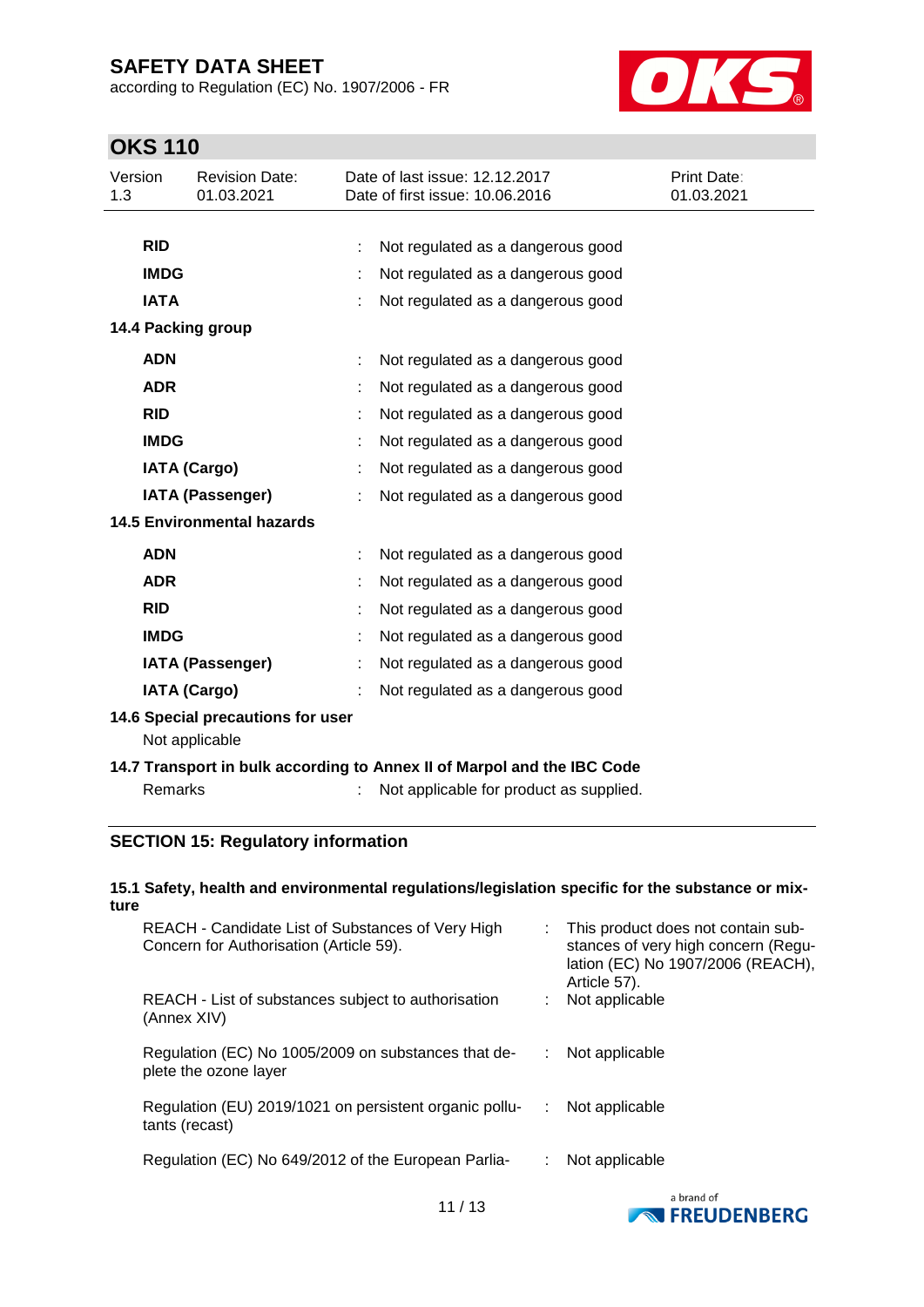| | | |
|---|---|---|
| **RID** | : | Not regulated as a dangerous good |
| **IMDG** | : | Not regulated as a dangerous good |
| **IATA** | : | Not regulated as a dangerous good |

**14.4 Packing group**

| | | |
|---|---|---|
| **ADN** | : | Not regulated as a dangerous good |
| **ADR** | : | Not regulated as a dangerous good |
| **RID** | : | Not regulated as a dangerous good |
| **IMDG** | : | Not regulated as a dangerous good |
| **IATA (Cargo)** | : | Not regulated as a dangerous good |
| **IATA (Passenger)** | : | Not regulated as a dangerous good |

**14.5 Environmental hazards**

| | | |
|---|---|---|
| **ADN** | : | Not regulated as a dangerous good |
| **ADR** | : | Not regulated as a dangerous good |
| **RID** | : | Not regulated as a dangerous good |
| **IMDG** | : | Not regulated as a dangerous good |
| **IATA (Passenger)** | : | Not regulated as a dangerous good |
| **IATA (Cargo)** | : | Not regulated as a dangerous good |

**14.6 Special precautions for user**

Not applicable

**14.7 Transport in bulk according to Annex II of Marpol and the IBC Code**

Remarks : Not applicable for product as supplied.

## SECTION 15: Regulatory information

**15.1 Safety, health and environmental regulations/legislation specific for the substance or mixture**

| | | |
|---|---|---|
| REACH - Candidate List of Substances of Very High Concern for Authorisation (Article 59). | : | This product does not contain substances of very high concern (Regulation (EC) No 1907/2006 (REACH), Article 57). |
| REACH - List of substances subject to authorisation (Annex XIV) | : | Not applicable |
| Regulation (EC) No 1005/2009 on substances that deplete the ozone layer | : | Not applicable |
| Regulation (EU) 2019/1021 on persistent organic pollutants (recast) | : | Not applicable |
| Regulation (EC) No 649/2012 of the European Parlia- | : | Not applicable |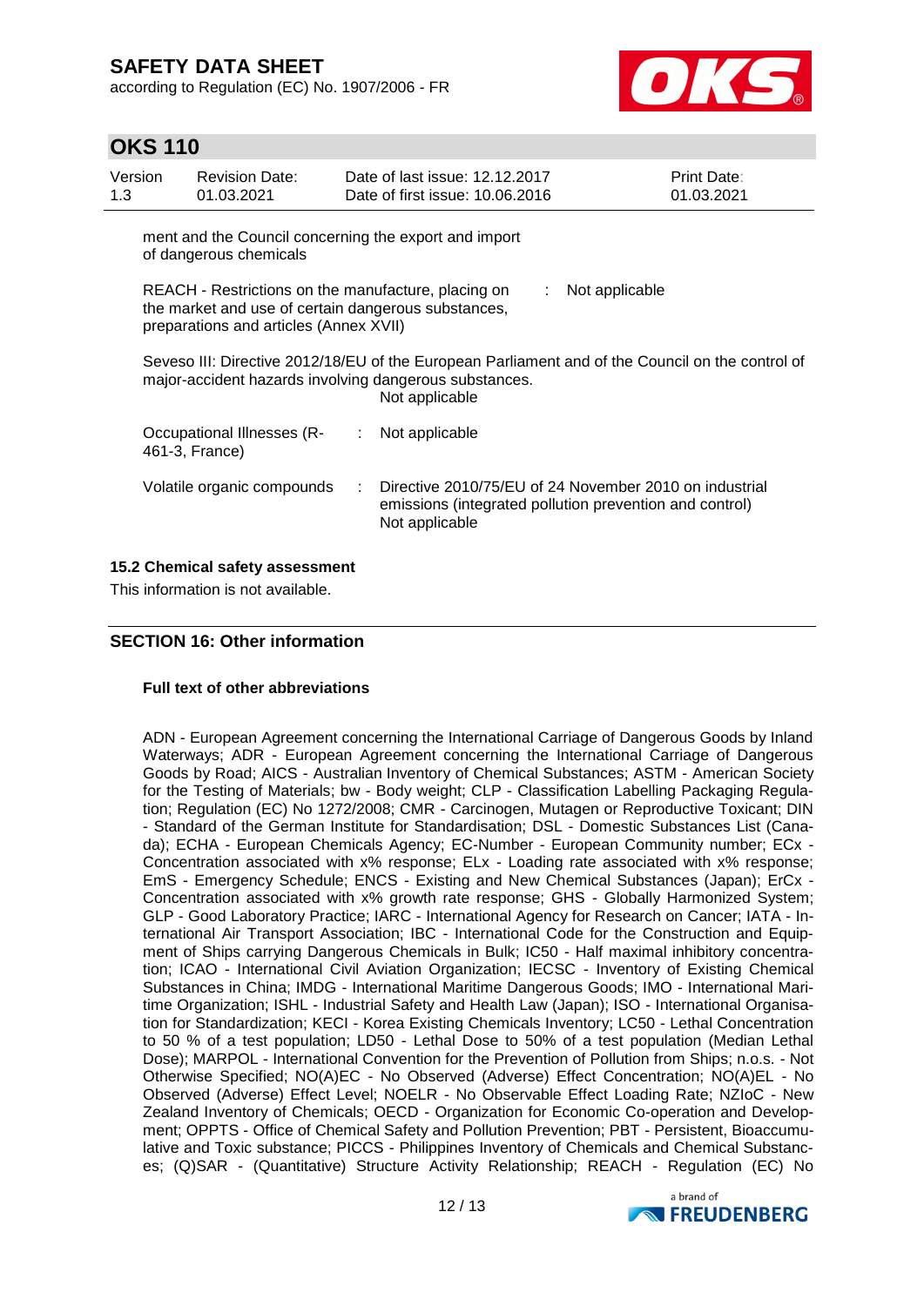ment and the Council concerning the export and import of dangerous chemicals

REACH - Restrictions on the manufacture, placing on the market and use of certain dangerous substances, preparations and articles (Annex XVII) : Not applicable

Seveso III: Directive 2012/18/EU of the European Parliament and of the Council on the control of major-accident hazards involving dangerous substances.
Not applicable

Occupational Illnesses (R-461-3, France) : Not applicable

Volatile organic compounds : Directive 2010/75/EU of 24 November 2010 on industrial emissions (integrated pollution prevention and control)
Not applicable

### 15.2 Chemical safety assessment

This information is not available.

## SECTION 16: Other information

**Full text of other abbreviations**

ADN - European Agreement concerning the International Carriage of Dangerous Goods by Inland Waterways; ADR - European Agreement concerning the International Carriage of Dangerous Goods by Road; AICS - Australian Inventory of Chemical Substances; ASTM - American Society for the Testing of Materials; bw - Body weight; CLP - Classification Labelling Packaging Regulation; Regulation (EC) No 1272/2008; CMR - Carcinogen, Mutagen or Reproductive Toxicant; DIN - Standard of the German Institute for Standardisation; DSL - Domestic Substances List (Canada); ECHA - European Chemicals Agency; EC-Number - European Community number; ECx - Concentration associated with x% response; ELx - Loading rate associated with x% response; EmS - Emergency Schedule; ENCS - Existing and New Chemical Substances (Japan); ErCx - Concentration associated with x% growth rate response; GHS - Globally Harmonized System; GLP - Good Laboratory Practice; IARC - International Agency for Research on Cancer; IATA - International Air Transport Association; IBC - International Code for the Construction and Equipment of Ships carrying Dangerous Chemicals in Bulk; IC50 - Half maximal inhibitory concentration; ICAO - International Civil Aviation Organization; IECSC - Inventory of Existing Chemical Substances in China; IMDG - International Maritime Dangerous Goods; IMO - International Maritime Organization; ISHL - Industrial Safety and Health Law (Japan); ISO - International Organisation for Standardization; KECI - Korea Existing Chemicals Inventory; LC50 - Lethal Concentration to 50 % of a test population; LD50 - Lethal Dose to 50% of a test population (Median Lethal Dose); MARPOL - International Convention for the Prevention of Pollution from Ships; n.o.s. - Not Otherwise Specified; NO(A)EC - No Observed (Adverse) Effect Concentration; NO(A)EL - No Observed (Adverse) Effect Level; NOELR - No Observable Effect Loading Rate; NZIoC - New Zealand Inventory of Chemicals; OECD - Organization for Economic Co-operation and Development; OPPTS - Office of Chemical Safety and Pollution Prevention; PBT - Persistent, Bioaccumulative and Toxic substance; PICCS - Philippines Inventory of Chemicals and Chemical Substances; (Q)SAR - (Quantitative) Structure Activity Relationship; REACH - Regulation (EC) No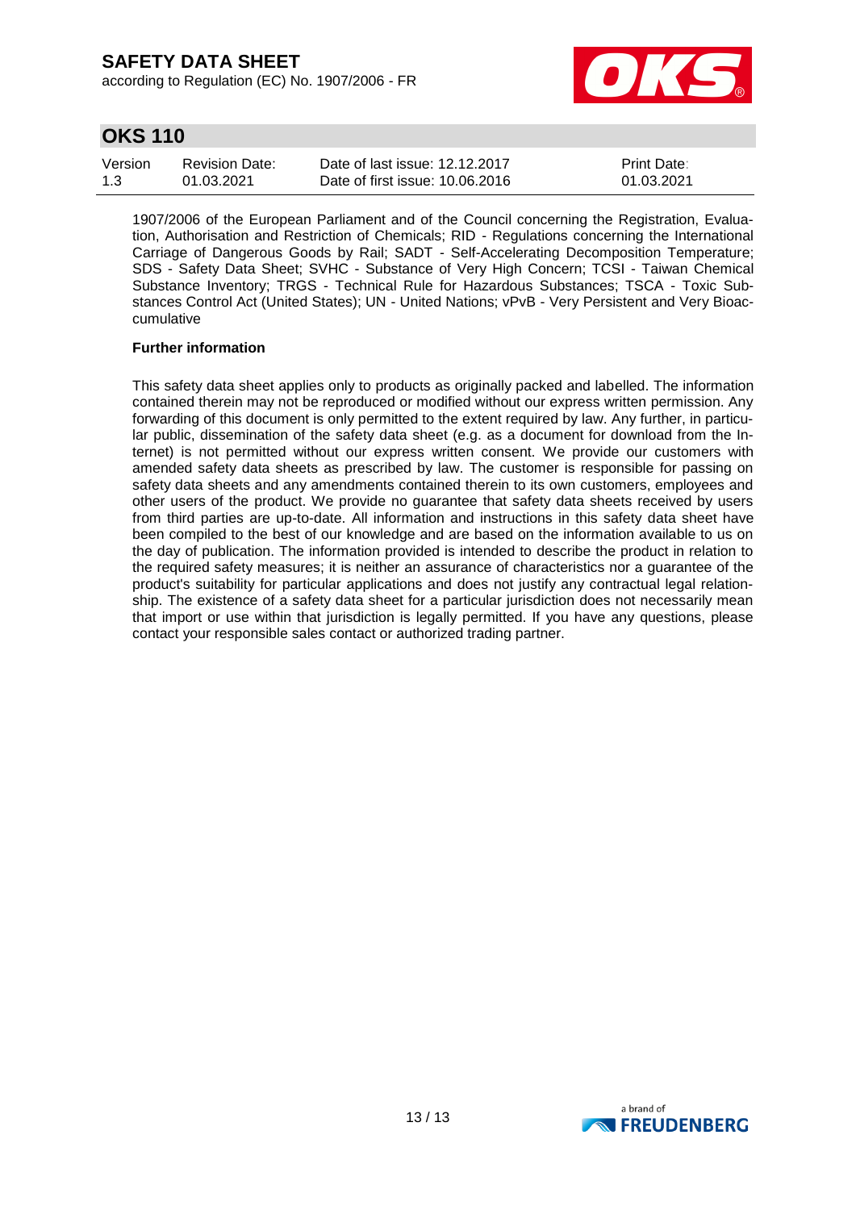1907/2006 of the European Parliament and of the Council concerning the Registration, Evaluation, Authorisation and Restriction of Chemicals; RID - Regulations concerning the International Carriage of Dangerous Goods by Rail; SADT - Self-Accelerating Decomposition Temperature; SDS - Safety Data Sheet; SVHC - Substance of Very High Concern; TCSI - Taiwan Chemical Substance Inventory; TRGS - Technical Rule for Hazardous Substances; TSCA - Toxic Substances Control Act (United States); UN - United Nations; vPvB - Very Persistent and Very Bioaccumulative

**Further information**

This safety data sheet applies only to products as originally packed and labelled. The information contained therein may not be reproduced or modified without our express written permission. Any forwarding of this document is only permitted to the extent required by law. Any further, in particular public, dissemination of the safety data sheet (e.g. as a document for download from the Internet) is not permitted without our express written consent. We provide our customers with amended safety data sheets as prescribed by law. The customer is responsible for passing on safety data sheets and any amendments contained therein to its own customers, employees and other users of the product. We provide no guarantee that safety data sheets received by users from third parties are up-to-date. All information and instructions in this safety data sheet have been compiled to the best of our knowledge and are based on the information available to us on the day of publication. The information provided is intended to describe the product in relation to the required safety measures; it is neither an assurance of characteristics nor a guarantee of the product's suitability for particular applications and does not justify any contractual legal relationship. The existence of a safety data sheet for a particular jurisdiction does not necessarily mean that import or use within that jurisdiction is legally permitted. If you have any questions, please contact your responsible sales contact or authorized trading partner.